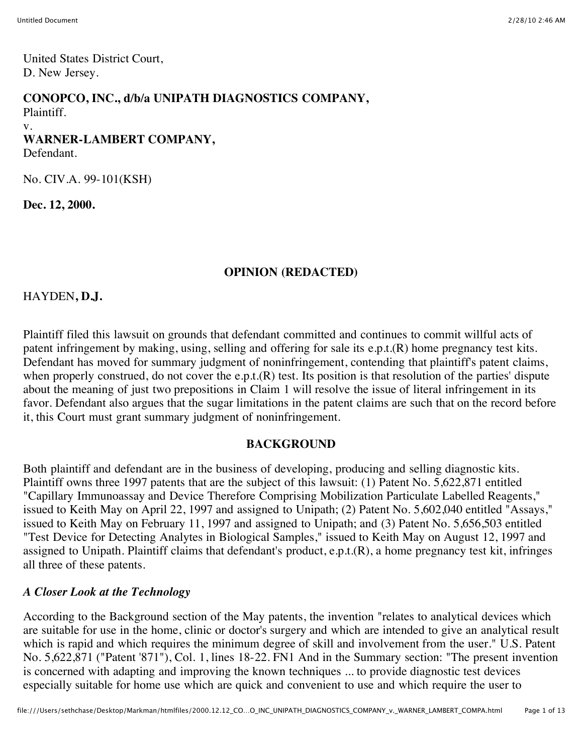United States District Court,
D. New Jersey.

**CONOPCO, INC., d/b/a UNIPATH DIAGNOSTICS COMPANY,**
Plaintiff.
v.
**WARNER-LAMBERT COMPANY,**
Defendant.

No. CIV.A. 99-101(KSH)

**Dec. 12, 2000.**

## OPINION (REDACTED)

HAYDEN**, D.J.**

Plaintiff filed this lawsuit on grounds that defendant committed and continues to commit willful acts of patent infringement by making, using, selling and offering for sale its e.p.t.(R) home pregnancy test kits. Defendant has moved for summary judgment of noninfringement, contending that plaintiff's patent claims, when properly construed, do not cover the e.p.t.(R) test. Its position is that resolution of the parties' dispute about the meaning of just two prepositions in Claim 1 will resolve the issue of literal infringement in its favor. Defendant also argues that the sugar limitations in the patent claims are such that on the record before it, this Court must grant summary judgment of noninfringement.

## BACKGROUND

Both plaintiff and defendant are in the business of developing, producing and selling diagnostic kits. Plaintiff owns three 1997 patents that are the subject of this lawsuit: (1) Patent No. 5,622,871 entitled "Capillary Immunoassay and Device Therefore Comprising Mobilization Particulate Labelled Reagents," issued to Keith May on April 22, 1997 and assigned to Unipath; (2) Patent No. 5,602,040 entitled "Assays," issued to Keith May on February 11, 1997 and assigned to Unipath; and (3) Patent No. 5,656,503 entitled "Test Device for Detecting Analytes in Biological Samples," issued to Keith May on August 12, 1997 and assigned to Unipath. Plaintiff claims that defendant's product, e.p.t.(R), a home pregnancy test kit, infringes all three of these patents.

### *A Closer Look at the Technology*

According to the Background section of the May patents, the invention "relates to analytical devices which are suitable for use in the home, clinic or doctor's surgery and which are intended to give an analytical result which is rapid and which requires the minimum degree of skill and involvement from the user." U.S. Patent No. 5,622,871 ("Patent '871"), Col. 1, lines 18-22. FN1 And in the Summary section: "The present invention is concerned with adapting and improving the known techniques ... to provide diagnostic test devices especially suitable for home use which are quick and convenient to use and which require the user to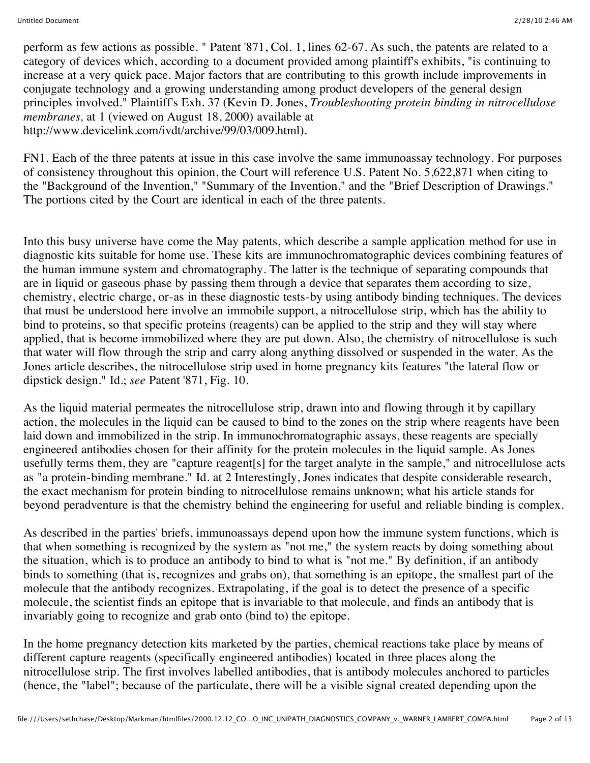perform as few actions as possible. " Patent '871, Col. 1, lines 62-67. As such, the patents are related to a category of devices which, according to a document provided among plaintiff's exhibits, "is continuing to increase at a very quick pace. Major factors that are contributing to this growth include improvements in conjugate technology and a growing understanding among product developers of the general design principles involved." Plaintiff's Exh. 37 (Kevin D. Jones, *Troubleshooting protein binding in nitrocellulose membranes,* at 1 (viewed on August 18, 2000) available at http://www.devicelink.com/ivdt/archive/99/03/009.html).

FN1. Each of the three patents at issue in this case involve the same immunoassay technology. For purposes of consistency throughout this opinion, the Court will reference U.S. Patent No. 5,622,871 when citing to the "Background of the Invention," "Summary of the Invention," and the "Brief Description of Drawings." The portions cited by the Court are identical in each of the three patents.

Into this busy universe have come the May patents, which describe a sample application method for use in diagnostic kits suitable for home use. These kits are immunochromatographic devices combining features of the human immune system and chromatography. The latter is the technique of separating compounds that are in liquid or gaseous phase by passing them through a device that separates them according to size, chemistry, electric charge, or-as in these diagnostic tests-by using antibody binding techniques. The devices that must be understood here involve an immobile support, a nitrocellulose strip, which has the ability to bind to proteins, so that specific proteins (reagents) can be applied to the strip and they will stay where applied, that is become immobilized where they are put down. Also, the chemistry of nitrocellulose is such that water will flow through the strip and carry along anything dissolved or suspended in the water. As the Jones article describes, the nitrocellulose strip used in home pregnancy kits features "the lateral flow or dipstick design." Id.; *see* Patent '871, Fig. 10.

As the liquid material permeates the nitrocellulose strip, drawn into and flowing through it by capillary action, the molecules in the liquid can be caused to bind to the zones on the strip where reagents have been laid down and immobilized in the strip. In immunochromatographic assays, these reagents are specially engineered antibodies chosen for their affinity for the protein molecules in the liquid sample. As Jones usefully terms them, they are "capture reagent[s] for the target analyte in the sample," and nitrocellulose acts as "a protein-binding membrane." Id. at 2 Interestingly, Jones indicates that despite considerable research, the exact mechanism for protein binding to nitrocellulose remains unknown; what his article stands for beyond peradventure is that the chemistry behind the engineering for useful and reliable binding is complex.

As described in the parties' briefs, immunoassays depend upon how the immune system functions, which is that when something is recognized by the system as "not me," the system reacts by doing something about the situation, which is to produce an antibody to bind to what is "not me." By definition, if an antibody binds to something (that is, recognizes and grabs on), that something is an epitope, the smallest part of the molecule that the antibody recognizes. Extrapolating, if the goal is to detect the presence of a specific molecule, the scientist finds an epitope that is invariable to that molecule, and finds an antibody that is invariably going to recognize and grab onto (bind to) the epitope.

In the home pregnancy detection kits marketed by the parties, chemical reactions take place by means of different capture reagents (specifically engineered antibodies) located in three places along the nitrocellulose strip. The first involves labelled antibodies, that is antibody molecules anchored to particles (hence, the "label"; because of the particulate, there will be a visible signal created depending upon the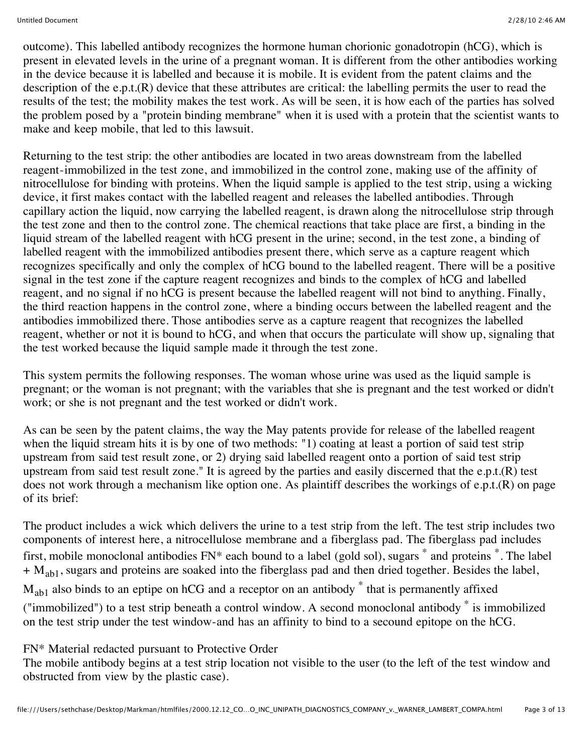outcome). This labelled antibody recognizes the hormone human chorionic gonadotropin (hCG), which is present in elevated levels in the urine of a pregnant woman. It is different from the other antibodies working in the device because it is labelled and because it is mobile. It is evident from the patent claims and the description of the e.p.t.(R) device that these attributes are critical: the labelling permits the user to read the results of the test; the mobility makes the test work. As will be seen, it is how each of the parties has solved the problem posed by a "protein binding membrane" when it is used with a protein that the scientist wants to make and keep mobile, that led to this lawsuit.

Returning to the test strip: the other antibodies are located in two areas downstream from the labelled reagent-immobilized in the test zone, and immobilized in the control zone, making use of the affinity of nitrocellulose for binding with proteins. When the liquid sample is applied to the test strip, using a wicking device, it first makes contact with the labelled reagent and releases the labelled antibodies. Through capillary action the liquid, now carrying the labelled reagent, is drawn along the nitrocellulose strip through the test zone and then to the control zone. The chemical reactions that take place are first, a binding in the liquid stream of the labelled reagent with hCG present in the urine; second, in the test zone, a binding of labelled reagent with the immobilized antibodies present there, which serve as a capture reagent which recognizes specifically and only the complex of hCG bound to the labelled reagent. There will be a positive signal in the test zone if the capture reagent recognizes and binds to the complex of hCG and labelled reagent, and no signal if no hCG is present because the labelled reagent will not bind to anything. Finally, the third reaction happens in the control zone, where a binding occurs between the labelled reagent and the antibodies immobilized there. Those antibodies serve as a capture reagent that recognizes the labelled reagent, whether or not it is bound to hCG, and when that occurs the particulate will show up, signaling that the test worked because the liquid sample made it through the test zone.

This system permits the following responses. The woman whose urine was used as the liquid sample is pregnant; or the woman is not pregnant; with the variables that she is pregnant and the test worked or didn't work; or she is not pregnant and the test worked or didn't work.

As can be seen by the patent claims, the way the May patents provide for release of the labelled reagent when the liquid stream hits it is by one of two methods: "1) coating at least a portion of said test strip upstream from said test result zone, or 2) drying said labelled reagent onto a portion of said test strip upstream from said test result zone." It is agreed by the parties and easily discerned that the e.p.t.(R) test does not work through a mechanism like option one. As plaintiff describes the workings of e.p.t.(R) on page of its brief:

The product includes a wick which delivers the urine to a test strip from the left. The test strip includes two components of interest here, a nitrocellulose membrane and a fiberglass pad. The fiberglass pad includes first, mobile monoclonal antibodies FN* each bound to a label (gold sol), sugars * and proteins *. The label + $M_{ab1}$, sugars and proteins are soaked into the fiberglass pad and then dried together. Besides the label, $M_{ab1}$ also binds to an eptipe on hCG and a receptor on an antibody * that is permanently affixed ("immobilized") to a test strip beneath a control window. A second monoclonal antibody * is immobilized on the test strip under the test window-and has an affinity to bind to a secound epitope on the hCG.

FN* Material redacted pursuant to Protective Order

The mobile antibody begins at a test strip location not visible to the user (to the left of the test window and obstructed from view by the plastic case).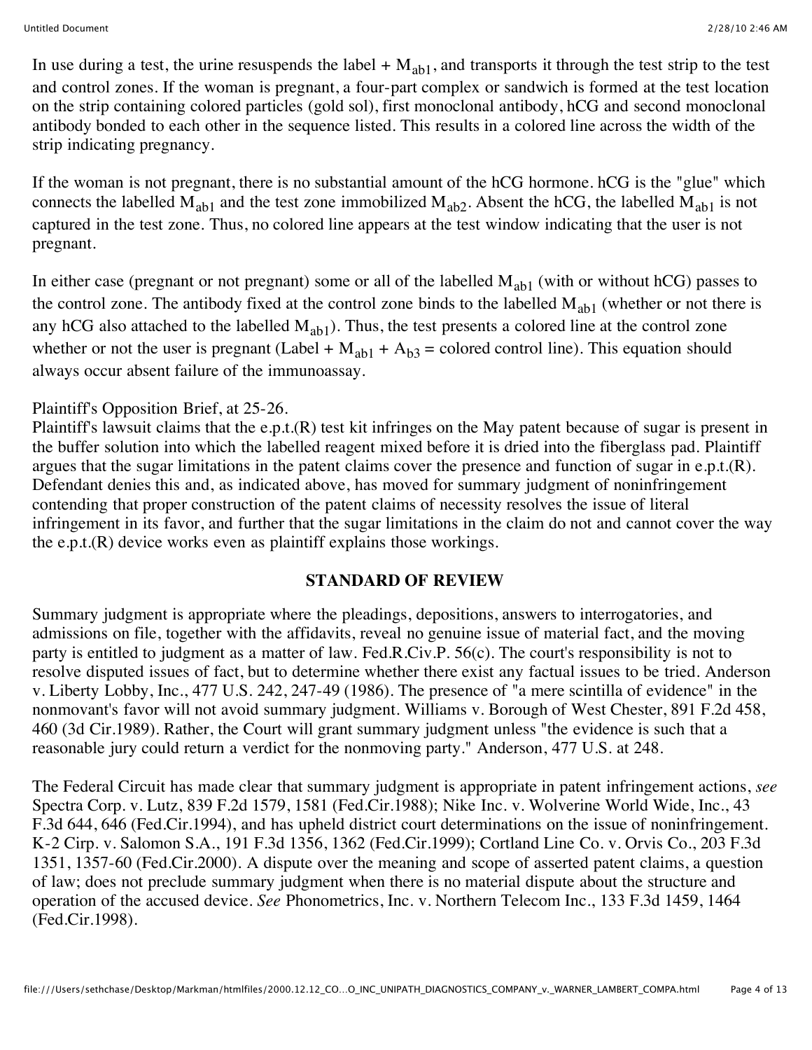In use during a test, the urine resuspends the label + $M_{ab1}$, and transports it through the test strip to the test and control zones. If the woman is pregnant, a four-part complex or sandwich is formed at the test location on the strip containing colored particles (gold sol), first monoclonal antibody, hCG and second monoclonal antibody bonded to each other in the sequence listed. This results in a colored line across the width of the strip indicating pregnancy.

If the woman is not pregnant, there is no substantial amount of the hCG hormone. hCG is the "glue" which connects the labelled $M_{ab1}$ and the test zone immobilized $M_{ab2}$. Absent the hCG, the labelled $M_{ab1}$ is not captured in the test zone. Thus, no colored line appears at the test window indicating that the user is not pregnant.

In either case (pregnant or not pregnant) some or all of the labelled $M_{ab1}$ (with or without hCG) passes to the control zone. The antibody fixed at the control zone binds to the labelled $M_{ab1}$ (whether or not there is any hCG also attached to the labelled $M_{ab1}$). Thus, the test presents a colored line at the control zone whether or not the user is pregnant (Label + $M_{ab1}$ + $A_{b3}$ = colored control line). This equation should always occur absent failure of the immunoassay.

Plaintiff's Opposition Brief, at 25-26.

Plaintiff's lawsuit claims that the e.p.t.(R) test kit infringes on the May patent because of sugar is present in the buffer solution into which the labelled reagent mixed before it is dried into the fiberglass pad. Plaintiff argues that the sugar limitations in the patent claims cover the presence and function of sugar in e.p.t.(R). Defendant denies this and, as indicated above, has moved for summary judgment of noninfringement contending that proper construction of the patent claims of necessity resolves the issue of literal infringement in its favor, and further that the sugar limitations in the claim do not and cannot cover the way the e.p.t.(R) device works even as plaintiff explains those workings.

## STANDARD OF REVIEW

Summary judgment is appropriate where the pleadings, depositions, answers to interrogatories, and admissions on file, together with the affidavits, reveal no genuine issue of material fact, and the moving party is entitled to judgment as a matter of law. Fed.R.Civ.P. 56(c). The court's responsibility is not to resolve disputed issues of fact, but to determine whether there exist any factual issues to be tried. Anderson v. Liberty Lobby, Inc., 477 U.S. 242, 247-49 (1986). The presence of "a mere scintilla of evidence" in the nonmovant's favor will not avoid summary judgment. Williams v. Borough of West Chester, 891 F.2d 458, 460 (3d Cir.1989). Rather, the Court will grant summary judgment unless "the evidence is such that a reasonable jury could return a verdict for the nonmoving party." Anderson, 477 U.S. at 248.

The Federal Circuit has made clear that summary judgment is appropriate in patent infringement actions, *see* Spectra Corp. v. Lutz, 839 F.2d 1579, 1581 (Fed.Cir.1988); Nike Inc. v. Wolverine World Wide, Inc., 43 F.3d 644, 646 (Fed.Cir.1994), and has upheld district court determinations on the issue of noninfringement. K-2 Cirp. v. Salomon S.A., 191 F.3d 1356, 1362 (Fed.Cir.1999); Cortland Line Co. v. Orvis Co., 203 F.3d 1351, 1357-60 (Fed.Cir.2000). A dispute over the meaning and scope of asserted patent claims, a question of law; does not preclude summary judgment when there is no material dispute about the structure and operation of the accused device. *See* Phonometrics, Inc. v. Northern Telecom Inc., 133 F.3d 1459, 1464 (Fed.Cir.1998).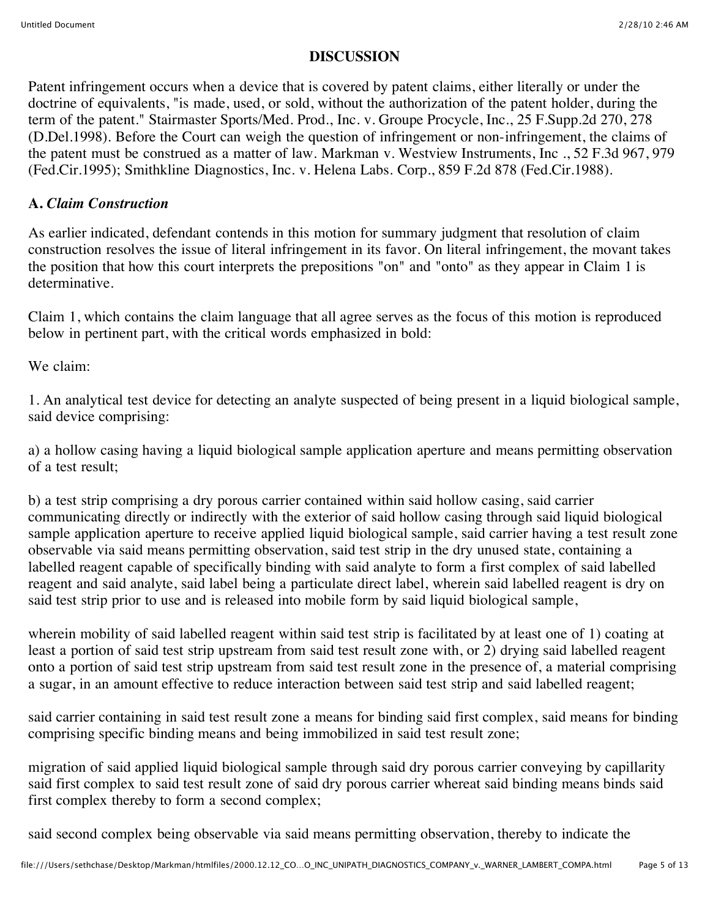**DISCUSSION**

Patent infringement occurs when a device that is covered by patent claims, either literally or under the doctrine of equivalents, "is made, used, or sold, without the authorization of the patent holder, during the term of the patent." Stairmaster Sports/Med. Prod., Inc. v. Groupe Procycle, Inc., 25 F.Supp.2d 270, 278 (D.Del.1998). Before the Court can weigh the question of infringement or non-infringement, the claims of the patent must be construed as a matter of law. Markman v. Westview Instruments, Inc ., 52 F.3d 967, 979 (Fed.Cir.1995); Smithkline Diagnostics, Inc. v. Helena Labs. Corp., 859 F.2d 878 (Fed.Cir.1988).

**A.** ***Claim Construction***

As earlier indicated, defendant contends in this motion for summary judgment that resolution of claim construction resolves the issue of literal infringement in its favor. On literal infringement, the movant takes the position that how this court interprets the prepositions "on" and "onto" as they appear in Claim 1 is determinative.

Claim 1, which contains the claim language that all agree serves as the focus of this motion is reproduced below in pertinent part, with the critical words emphasized in bold:

We claim:

1. An analytical test device for detecting an analyte suspected of being present in a liquid biological sample, said device comprising:

a) a hollow casing having a liquid biological sample application aperture and means permitting observation of a test result;

b) a test strip comprising a dry porous carrier contained within said hollow casing, said carrier communicating directly or indirectly with the exterior of said hollow casing through said liquid biological sample application aperture to receive applied liquid biological sample, said carrier having a test result zone observable via said means permitting observation, said test strip in the dry unused state, containing a labelled reagent capable of specifically binding with said analyte to form a first complex of said labelled reagent and said analyte, said label being a particulate direct label, wherein said labelled reagent is dry on said test strip prior to use and is released into mobile form by said liquid biological sample,

wherein mobility of said labelled reagent within said test strip is facilitated by at least one of 1) coating at least a portion of said test strip upstream from said test result zone with, or 2) drying said labelled reagent onto a portion of said test strip upstream from said test result zone in the presence of, a material comprising a sugar, in an amount effective to reduce interaction between said test strip and said labelled reagent;

said carrier containing in said test result zone a means for binding said first complex, said means for binding comprising specific binding means and being immobilized in said test result zone;

migration of said applied liquid biological sample through said dry porous carrier conveying by capillarity said first complex to said test result zone of said dry porous carrier whereat said binding means binds said first complex thereby to form a second complex;

said second complex being observable via said means permitting observation, thereby to indicate the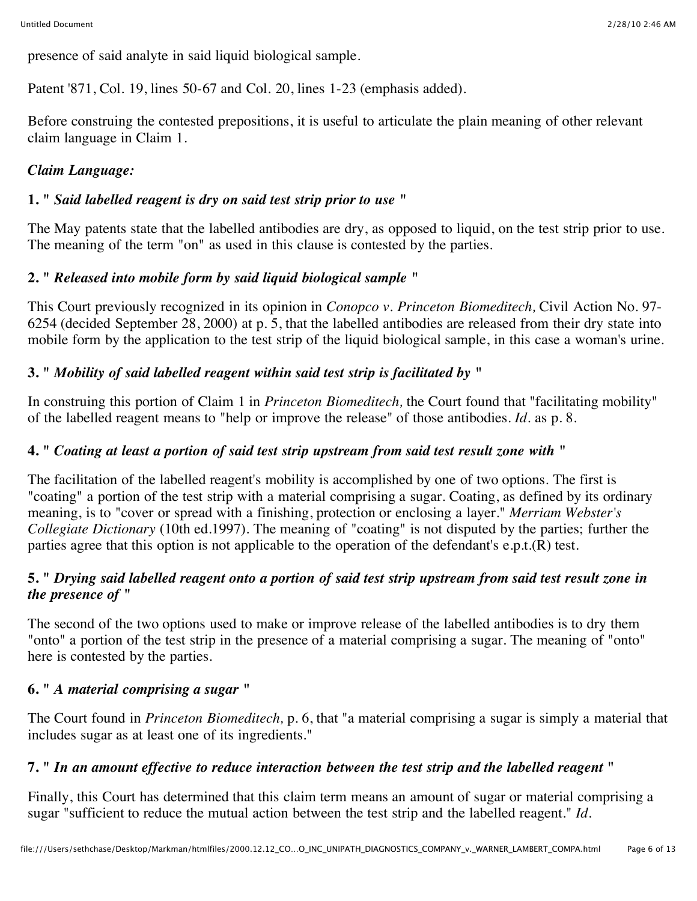presence of said analyte in said liquid biological sample.

Patent '871, Col. 19, lines 50-67 and Col. 20, lines 1-23 (emphasis added).

Before construing the contested prepositions, it is useful to articulate the plain meaning of other relevant claim language in Claim 1.

*Claim Language:*

**1. "** ***Said labelled reagent is dry on said test strip prior to use*** **"**

The May patents state that the labelled antibodies are dry, as opposed to liquid, on the test strip prior to use. The meaning of the term "on" as used in this clause is contested by the parties.

**2. "** ***Released into mobile form by said liquid biological sample*** **"**

This Court previously recognized in its opinion in *Conopco v. Princeton Biomeditech,* Civil Action No. 97-6254 (decided September 28, 2000) at p. 5, that the labelled antibodies are released from their dry state into mobile form by the application to the test strip of the liquid biological sample, in this case a woman's urine.

**3. "** ***Mobility of said labelled reagent within said test strip is facilitated by*** **"**

In construing this portion of Claim 1 in *Princeton Biomeditech,* the Court found that "facilitating mobility" of the labelled reagent means to "help or improve the release" of those antibodies. *Id.* as p. 8.

**4. "** ***Coating at least a portion of said test strip upstream from said test result zone with*** **"**

The facilitation of the labelled reagent's mobility is accomplished by one of two options. The first is "coating" a portion of the test strip with a material comprising a sugar. Coating, as defined by its ordinary meaning, is to "cover or spread with a finishing, protection or enclosing a layer." *Merriam Webster's Collegiate Dictionary* (10th ed.1997). The meaning of "coating" is not disputed by the parties; further the parties agree that this option is not applicable to the operation of the defendant's e.p.t.(R) test.

**5. "** ***Drying said labelled reagent onto a portion of said test strip upstream from said test result zone in the presence of*** **"**

The second of the two options used to make or improve release of the labelled antibodies is to dry them "onto" a portion of the test strip in the presence of a material comprising a sugar. The meaning of "onto" here is contested by the parties.

**6. "** ***A material comprising a sugar*** **"**

The Court found in *Princeton Biomeditech,* p. 6, that "a material comprising a sugar is simply a material that includes sugar as at least one of its ingredients."

**7. "** ***In an amount effective to reduce interaction between the test strip and the labelled reagent*** **"**

Finally, this Court has determined that this claim term means an amount of sugar or material comprising a sugar "sufficient to reduce the mutual action between the test strip and the labelled reagent." *Id.*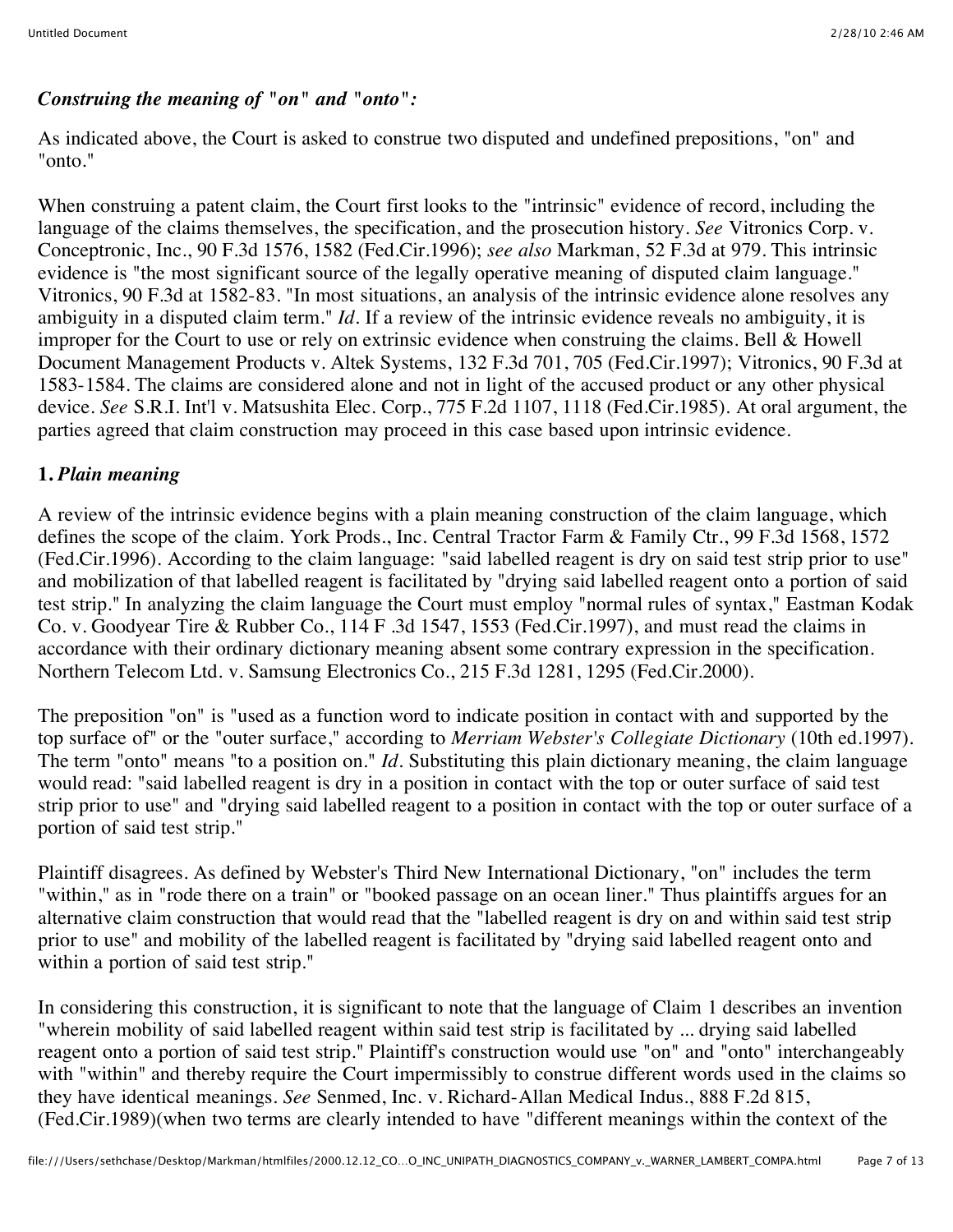***Construing the meaning of "on" and "onto":***

As indicated above, the Court is asked to construe two disputed and undefined prepositions, "on" and "onto."

When construing a patent claim, the Court first looks to the "intrinsic" evidence of record, including the language of the claims themselves, the specification, and the prosecution history. *See* Vitronics Corp. v. Conceptronic, Inc., 90 F.3d 1576, 1582 (Fed.Cir.1996); *see also* Markman, 52 F.3d at 979. This intrinsic evidence is "the most significant source of the legally operative meaning of disputed claim language." Vitronics, 90 F.3d at 1582-83. "In most situations, an analysis of the intrinsic evidence alone resolves any ambiguity in a disputed claim term." *Id*. If a review of the intrinsic evidence reveals no ambiguity, it is improper for the Court to use or rely on extrinsic evidence when construing the claims. Bell & Howell Document Management Products v. Altek Systems, 132 F.3d 701, 705 (Fed.Cir.1997); Vitronics, 90 F.3d at 1583-1584. The claims are considered alone and not in light of the accused product or any other physical device. *See* S.R.I. Int'l v. Matsushita Elec. Corp., 775 F.2d 1107, 1118 (Fed.Cir.1985). At oral argument, the parties agreed that claim construction may proceed in this case based upon intrinsic evidence.

**1.** ***Plain meaning***

A review of the intrinsic evidence begins with a plain meaning construction of the claim language, which defines the scope of the claim. York Prods., Inc. Central Tractor Farm & Family Ctr., 99 F.3d 1568, 1572 (Fed.Cir.1996). According to the claim language: "said labelled reagent is dry on said test strip prior to use" and mobilization of that labelled reagent is facilitated by "drying said labelled reagent onto a portion of said test strip." In analyzing the claim language the Court must employ "normal rules of syntax," Eastman Kodak Co. v. Goodyear Tire & Rubber Co., 114 F .3d 1547, 1553 (Fed.Cir.1997), and must read the claims in accordance with their ordinary dictionary meaning absent some contrary expression in the specification. Northern Telecom Ltd. v. Samsung Electronics Co., 215 F.3d 1281, 1295 (Fed.Cir.2000).

The preposition "on" is "used as a function word to indicate position in contact with and supported by the top surface of" or the "outer surface," according to *Merriam Webster's Collegiate Dictionary* (10th ed.1997). The term "onto" means "to a position on." *Id*. Substituting this plain dictionary meaning, the claim language would read: "said labelled reagent is dry in a position in contact with the top or outer surface of said test strip prior to use" and "drying said labelled reagent to a position in contact with the top or outer surface of a portion of said test strip."

Plaintiff disagrees. As defined by Webster's Third New International Dictionary, "on" includes the term "within," as in "rode there on a train" or "booked passage on an ocean liner." Thus plaintiffs argues for an alternative claim construction that would read that the "labelled reagent is dry on and within said test strip prior to use" and mobility of the labelled reagent is facilitated by "drying said labelled reagent onto and within a portion of said test strip."

In considering this construction, it is significant to note that the language of Claim 1 describes an invention "wherein mobility of said labelled reagent within said test strip is facilitated by ... drying said labelled reagent onto a portion of said test strip." Plaintiff's construction would use "on" and "onto" interchangeably with "within" and thereby require the Court impermissibly to construe different words used in the claims so they have identical meanings. *See* Senmed, Inc. v. Richard-Allan Medical Indus., 888 F.2d 815, (Fed.Cir.1989)(when two terms are clearly intended to have "different meanings within the context of the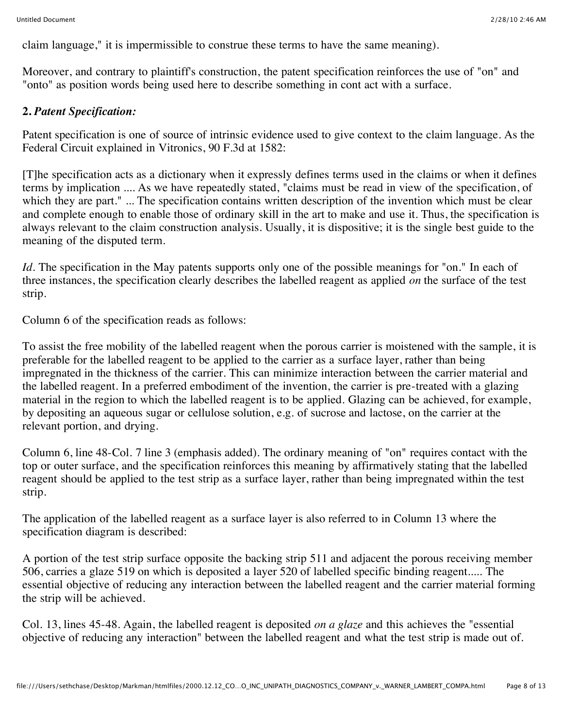claim language," it is impermissible to construe these terms to have the same meaning).

Moreover, and contrary to plaintiff's construction, the patent specification reinforces the use of "on" and "onto" as position words being used here to describe something in cont act with a surface.

**2.** ***Patent Specification:***

Patent specification is one of source of intrinsic evidence used to give context to the claim language. As the Federal Circuit explained in Vitronics, 90 F.3d at 1582:

[T]he specification acts as a dictionary when it expressly defines terms used in the claims or when it defines terms by implication .... As we have repeatedly stated, "claims must be read in view of the specification, of which they are part." ... The specification contains written description of the invention which must be clear and complete enough to enable those of ordinary skill in the art to make and use it. Thus, the specification is always relevant to the claim construction analysis. Usually, it is dispositive; it is the single best guide to the meaning of the disputed term.

*Id*. The specification in the May patents supports only one of the possible meanings for "on." In each of three instances, the specification clearly describes the labelled reagent as applied *on* the surface of the test strip.

Column 6 of the specification reads as follows:

To assist the free mobility of the labelled reagent when the porous carrier is moistened with the sample, it is preferable for the labelled reagent to be applied to the carrier as a surface layer, rather than being impregnated in the thickness of the carrier. This can minimize interaction between the carrier material and the labelled reagent. In a preferred embodiment of the invention, the carrier is pre-treated with a glazing material in the region to which the labelled reagent is to be applied. Glazing can be achieved, for example, by depositing an aqueous sugar or cellulose solution, e.g. of sucrose and lactose, on the carrier at the relevant portion, and drying.

Column 6, line 48-Col. 7 line 3 (emphasis added). The ordinary meaning of "on" requires contact with the top or outer surface, and the specification reinforces this meaning by affirmatively stating that the labelled reagent should be applied to the test strip as a surface layer, rather than being impregnated within the test strip.

The application of the labelled reagent as a surface layer is also referred to in Column 13 where the specification diagram is described:

A portion of the test strip surface opposite the backing strip 511 and adjacent the porous receiving member 506, carries a glaze 519 on which is deposited a layer 520 of labelled specific binding reagent..... The essential objective of reducing any interaction between the labelled reagent and the carrier material forming the strip will be achieved.

Col. 13, lines 45-48. Again, the labelled reagent is deposited *on a glaze* and this achieves the "essential objective of reducing any interaction" between the labelled reagent and what the test strip is made out of.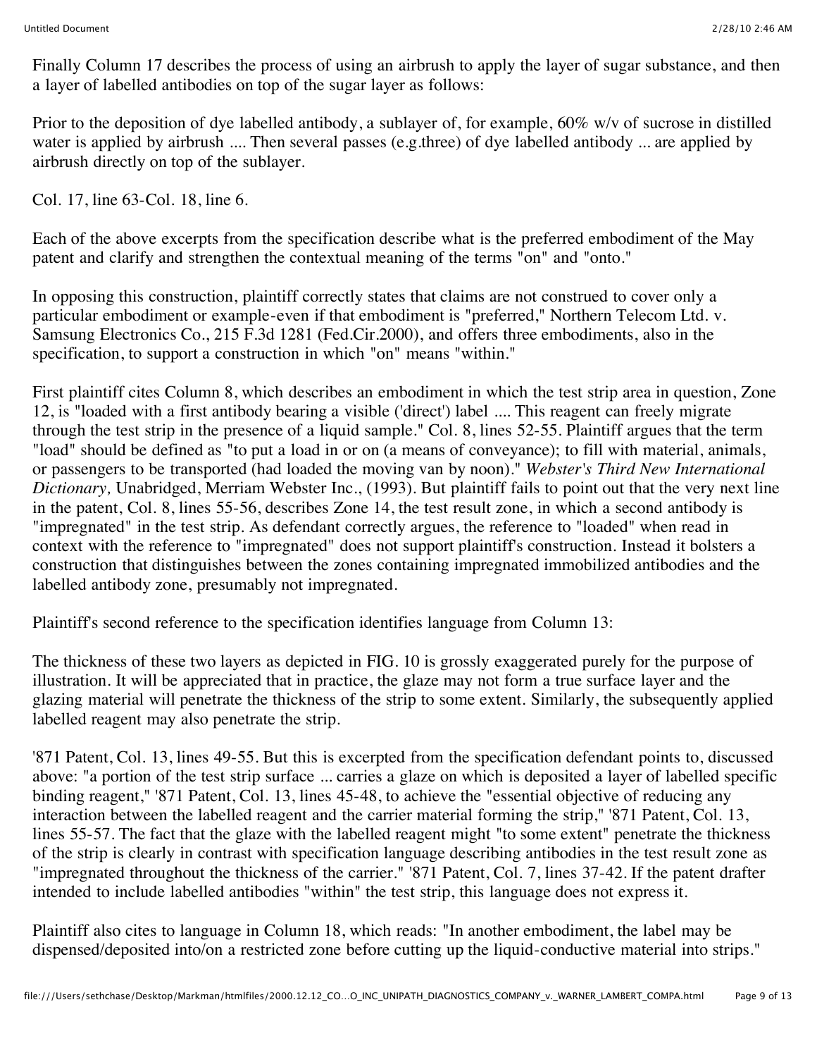Finally Column 17 describes the process of using an airbrush to apply the layer of sugar substance, and then a layer of labelled antibodies on top of the sugar layer as follows:

Prior to the deposition of dye labelled antibody, a sublayer of, for example, 60% w/v of sucrose in distilled water is applied by airbrush .... Then several passes (e.g.three) of dye labelled antibody ... are applied by airbrush directly on top of the sublayer.

Col. 17, line 63-Col. 18, line 6.

Each of the above excerpts from the specification describe what is the preferred embodiment of the May patent and clarify and strengthen the contextual meaning of the terms "on" and "onto."

In opposing this construction, plaintiff correctly states that claims are not construed to cover only a particular embodiment or example-even if that embodiment is "preferred," Northern Telecom Ltd. v. Samsung Electronics Co., 215 F.3d 1281 (Fed.Cir.2000), and offers three embodiments, also in the specification, to support a construction in which "on" means "within."

First plaintiff cites Column 8, which describes an embodiment in which the test strip area in question, Zone 12, is "loaded with a first antibody bearing a visible ('direct') label .... This reagent can freely migrate through the test strip in the presence of a liquid sample." Col. 8, lines 52-55. Plaintiff argues that the term "load" should be defined as "to put a load in or on (a means of conveyance); to fill with material, animals, or passengers to be transported (had loaded the moving van by noon)." *Webster's Third New International Dictionary,* Unabridged, Merriam Webster Inc., (1993). But plaintiff fails to point out that the very next line in the patent, Col. 8, lines 55-56, describes Zone 14, the test result zone, in which a second antibody is "impregnated" in the test strip. As defendant correctly argues, the reference to "loaded" when read in context with the reference to "impregnated" does not support plaintiff's construction. Instead it bolsters a construction that distinguishes between the zones containing impregnated immobilized antibodies and the labelled antibody zone, presumably not impregnated.

Plaintiff's second reference to the specification identifies language from Column 13:

The thickness of these two layers as depicted in FIG. 10 is grossly exaggerated purely for the purpose of illustration. It will be appreciated that in practice, the glaze may not form a true surface layer and the glazing material will penetrate the thickness of the strip to some extent. Similarly, the subsequently applied labelled reagent may also penetrate the strip.

'871 Patent, Col. 13, lines 49-55. But this is excerpted from the specification defendant points to, discussed above: "a portion of the test strip surface ... carries a glaze on which is deposited a layer of labelled specific binding reagent," '871 Patent, Col. 13, lines 45-48, to achieve the "essential objective of reducing any interaction between the labelled reagent and the carrier material forming the strip," '871 Patent, Col. 13, lines 55-57. The fact that the glaze with the labelled reagent might "to some extent" penetrate the thickness of the strip is clearly in contrast with specification language describing antibodies in the test result zone as "impregnated throughout the thickness of the carrier." '871 Patent, Col. 7, lines 37-42. If the patent drafter intended to include labelled antibodies "within" the test strip, this language does not express it.

Plaintiff also cites to language in Column 18, which reads: "In another embodiment, the label may be dispensed/deposited into/on a restricted zone before cutting up the liquid-conductive material into strips."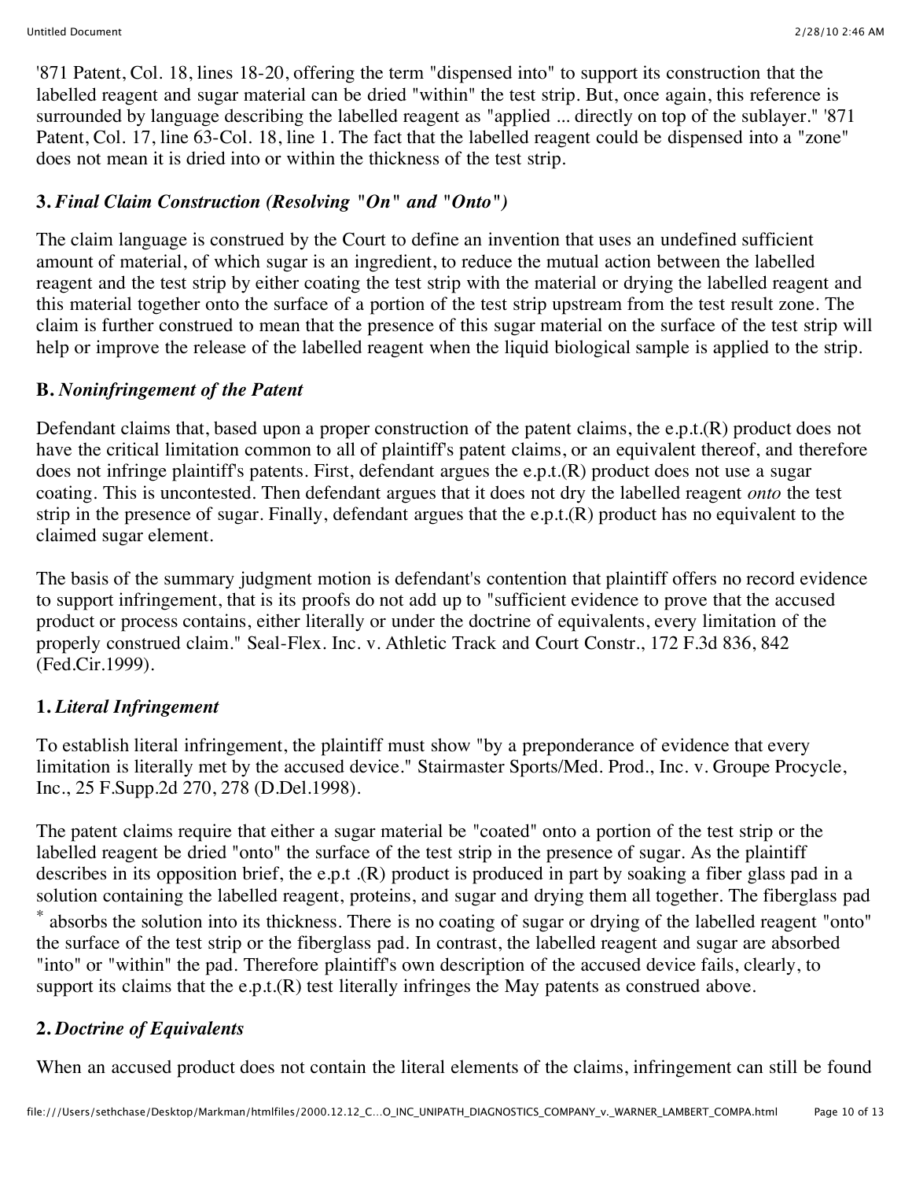'871 Patent, Col. 18, lines 18-20, offering the term "dispensed into" to support its construction that the labelled reagent and sugar material can be dried "within" the test strip. But, once again, this reference is surrounded by language describing the labelled reagent as "applied ... directly on top of the sublayer." '871 Patent, Col. 17, line 63-Col. 18, line 1. The fact that the labelled reagent could be dispensed into a "zone" does not mean it is dried into or within the thickness of the test strip.

### 3. *Final Claim Construction (Resolving "On" and "Onto")*

The claim language is construed by the Court to define an invention that uses an undefined sufficient amount of material, of which sugar is an ingredient, to reduce the mutual action between the labelled reagent and the test strip by either coating the test strip with the material or drying the labelled reagent and this material together onto the surface of a portion of the test strip upstream from the test result zone. The claim is further construed to mean that the presence of this sugar material on the surface of the test strip will help or improve the release of the labelled reagent when the liquid biological sample is applied to the strip.

## B. *Noninfringement of the Patent*

Defendant claims that, based upon a proper construction of the patent claims, the e.p.t.(R) product does not have the critical limitation common to all of plaintiff's patent claims, or an equivalent thereof, and therefore does not infringe plaintiff's patents. First, defendant argues the e.p.t.(R) product does not use a sugar coating. This is uncontested. Then defendant argues that it does not dry the labelled reagent *onto* the test strip in the presence of sugar. Finally, defendant argues that the e.p.t.(R) product has no equivalent to the claimed sugar element.

The basis of the summary judgment motion is defendant's contention that plaintiff offers no record evidence to support infringement, that is its proofs do not add up to "sufficient evidence to prove that the accused product or process contains, either literally or under the doctrine of equivalents, every limitation of the properly construed claim." Seal-Flex. Inc. v. Athletic Track and Court Constr., 172 F.3d 836, 842 (Fed.Cir.1999).

### 1. *Literal Infringement*

To establish literal infringement, the plaintiff must show "by a preponderance of evidence that every limitation is literally met by the accused device." Stairmaster Sports/Med. Prod., Inc. v. Groupe Procycle, Inc., 25 F.Supp.2d 270, 278 (D.Del.1998).

The patent claims require that either a sugar material be "coated" onto a portion of the test strip or the labelled reagent be dried "onto" the surface of the test strip in the presence of sugar. As the plaintiff describes in its opposition brief, the e.p.t .(R) product is produced in part by soaking a fiber glass pad in a solution containing the labelled reagent, proteins, and sugar and drying them all together. The fiberglass pad * absorbs the solution into its thickness. There is no coating of sugar or drying of the labelled reagent "onto" the surface of the test strip or the fiberglass pad. In contrast, the labelled reagent and sugar are absorbed "into" or "within" the pad. Therefore plaintiff's own description of the accused device fails, clearly, to support its claims that the e.p.t.(R) test literally infringes the May patents as construed above.

### 2. *Doctrine of Equivalents*

When an accused product does not contain the literal elements of the claims, infringement can still be found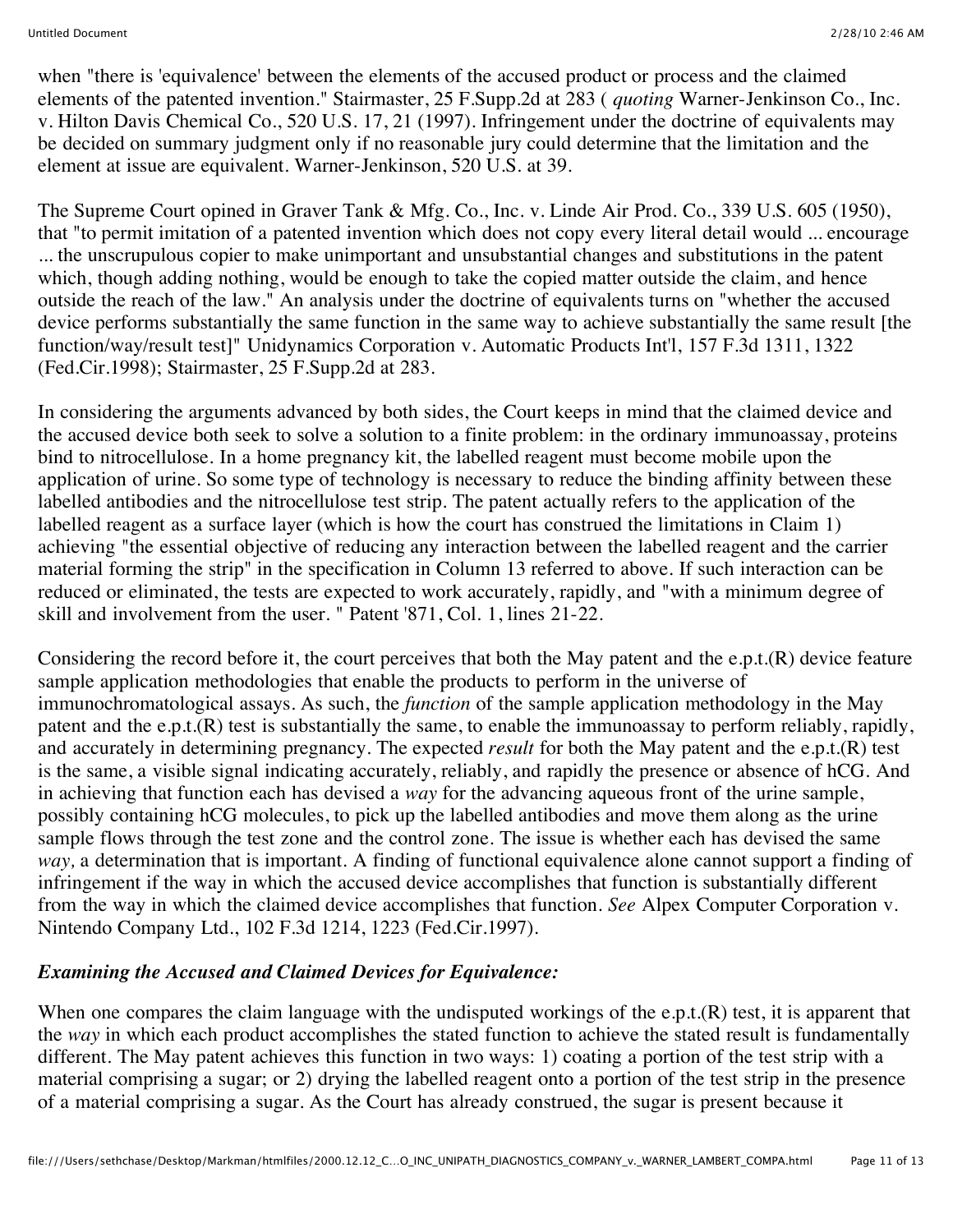when "there is 'equivalence' between the elements of the accused product or process and the claimed elements of the patented invention." Stairmaster, 25 F.Supp.2d at 283 ( *quoting* Warner-Jenkinson Co., Inc. v. Hilton Davis Chemical Co., 520 U.S. 17, 21 (1997). Infringement under the doctrine of equivalents may be decided on summary judgment only if no reasonable jury could determine that the limitation and the element at issue are equivalent. Warner-Jenkinson, 520 U.S. at 39.

The Supreme Court opined in Graver Tank & Mfg. Co., Inc. v. Linde Air Prod. Co., 339 U.S. 605 (1950), that "to permit imitation of a patented invention which does not copy every literal detail would ... encourage ... the unscrupulous copier to make unimportant and unsubstantial changes and substitutions in the patent which, though adding nothing, would be enough to take the copied matter outside the claim, and hence outside the reach of the law." An analysis under the doctrine of equivalents turns on "whether the accused device performs substantially the same function in the same way to achieve substantially the same result [the function/way/result test]" Unidynamics Corporation v. Automatic Products Int'l, 157 F.3d 1311, 1322 (Fed.Cir.1998); Stairmaster, 25 F.Supp.2d at 283.

In considering the arguments advanced by both sides, the Court keeps in mind that the claimed device and the accused device both seek to solve a solution to a finite problem: in the ordinary immunoassay, proteins bind to nitrocellulose. In a home pregnancy kit, the labelled reagent must become mobile upon the application of urine. So some type of technology is necessary to reduce the binding affinity between these labelled antibodies and the nitrocellulose test strip. The patent actually refers to the application of the labelled reagent as a surface layer (which is how the court has construed the limitations in Claim 1) achieving "the essential objective of reducing any interaction between the labelled reagent and the carrier material forming the strip" in the specification in Column 13 referred to above. If such interaction can be reduced or eliminated, the tests are expected to work accurately, rapidly, and "with a minimum degree of skill and involvement from the user. " Patent '871, Col. 1, lines 21-22.

Considering the record before it, the court perceives that both the May patent and the e.p.t.(R) device feature sample application methodologies that enable the products to perform in the universe of immunochromatological assays. As such, the *function* of the sample application methodology in the May patent and the e.p.t.(R) test is substantially the same, to enable the immunoassay to perform reliably, rapidly, and accurately in determining pregnancy. The expected *result* for both the May patent and the e.p.t.(R) test is the same, a visible signal indicating accurately, reliably, and rapidly the presence or absence of hCG. And in achieving that function each has devised a *way* for the advancing aqueous front of the urine sample, possibly containing hCG molecules, to pick up the labelled antibodies and move them along as the urine sample flows through the test zone and the control zone. The issue is whether each has devised the same *way,* a determination that is important. A finding of functional equivalence alone cannot support a finding of infringement if the way in which the accused device accomplishes that function is substantially different from the way in which the claimed device accomplishes that function. *See* Alpex Computer Corporation v. Nintendo Company Ltd., 102 F.3d 1214, 1223 (Fed.Cir.1997).

***Examining the Accused and Claimed Devices for Equivalence:***

When one compares the claim language with the undisputed workings of the e.p.t.(R) test, it is apparent that the *way* in which each product accomplishes the stated function to achieve the stated result is fundamentally different. The May patent achieves this function in two ways: 1) coating a portion of the test strip with a material comprising a sugar; or 2) drying the labelled reagent onto a portion of the test strip in the presence of a material comprising a sugar. As the Court has already construed, the sugar is present because it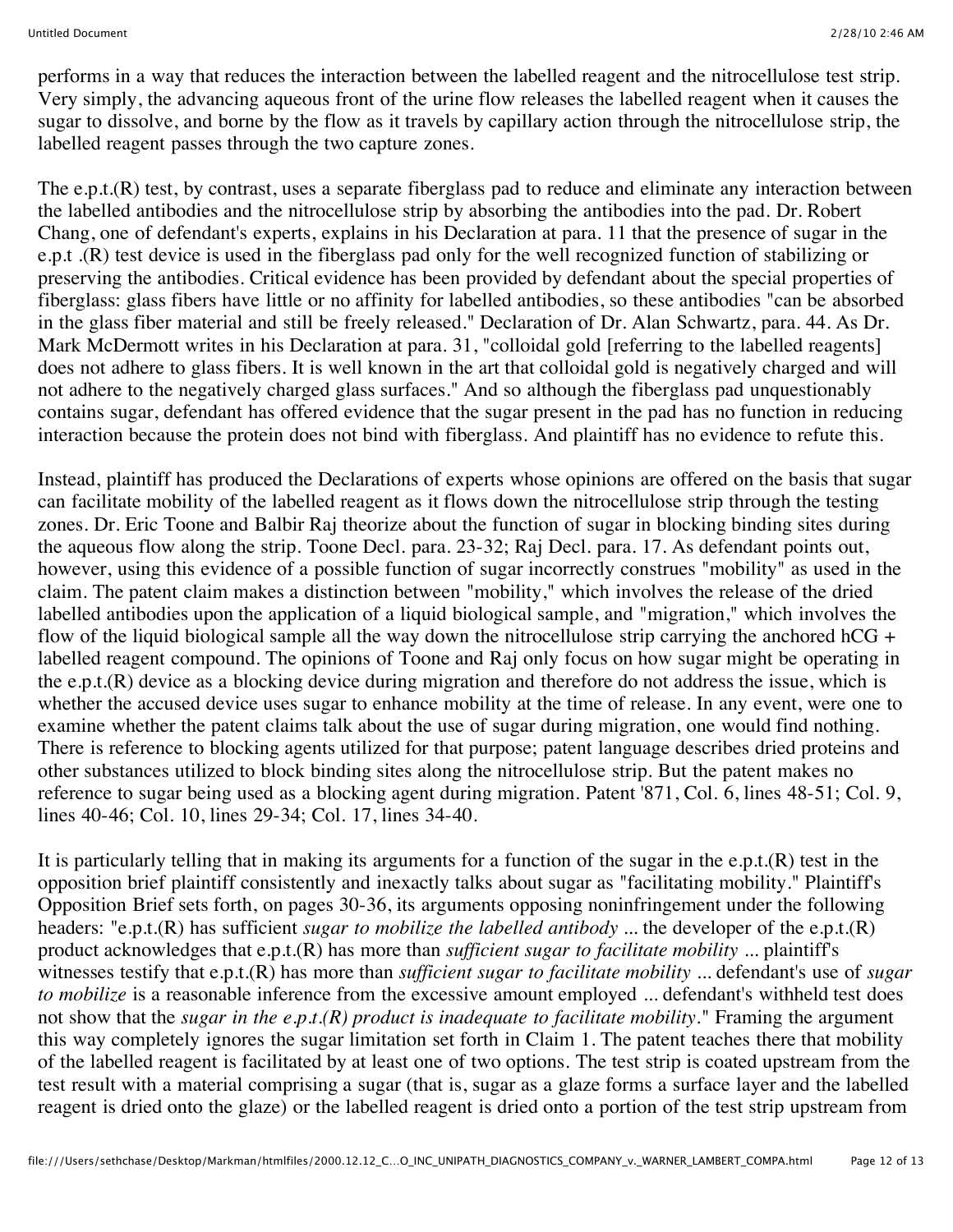performs in a way that reduces the interaction between the labelled reagent and the nitrocellulose test strip. Very simply, the advancing aqueous front of the urine flow releases the labelled reagent when it causes the sugar to dissolve, and borne by the flow as it travels by capillary action through the nitrocellulose strip, the labelled reagent passes through the two capture zones.

The e.p.t.(R) test, by contrast, uses a separate fiberglass pad to reduce and eliminate any interaction between the labelled antibodies and the nitrocellulose strip by absorbing the antibodies into the pad. Dr. Robert Chang, one of defendant's experts, explains in his Declaration at para. 11 that the presence of sugar in the e.p.t .(R) test device is used in the fiberglass pad only for the well recognized function of stabilizing or preserving the antibodies. Critical evidence has been provided by defendant about the special properties of fiberglass: glass fibers have little or no affinity for labelled antibodies, so these antibodies "can be absorbed in the glass fiber material and still be freely released." Declaration of Dr. Alan Schwartz, para. 44. As Dr. Mark McDermott writes in his Declaration at para. 31, "colloidal gold [referring to the labelled reagents] does not adhere to glass fibers. It is well known in the art that colloidal gold is negatively charged and will not adhere to the negatively charged glass surfaces." And so although the fiberglass pad unquestionably contains sugar, defendant has offered evidence that the sugar present in the pad has no function in reducing interaction because the protein does not bind with fiberglass. And plaintiff has no evidence to refute this.

Instead, plaintiff has produced the Declarations of experts whose opinions are offered on the basis that sugar can facilitate mobility of the labelled reagent as it flows down the nitrocellulose strip through the testing zones. Dr. Eric Toone and Balbir Raj theorize about the function of sugar in blocking binding sites during the aqueous flow along the strip. Toone Decl. para. 23-32; Raj Decl. para. 17. As defendant points out, however, using this evidence of a possible function of sugar incorrectly construes "mobility" as used in the claim. The patent claim makes a distinction between "mobility," which involves the release of the dried labelled antibodies upon the application of a liquid biological sample, and "migration," which involves the flow of the liquid biological sample all the way down the nitrocellulose strip carrying the anchored hCG + labelled reagent compound. The opinions of Toone and Raj only focus on how sugar might be operating in the e.p.t.(R) device as a blocking device during migration and therefore do not address the issue, which is whether the accused device uses sugar to enhance mobility at the time of release. In any event, were one to examine whether the patent claims talk about the use of sugar during migration, one would find nothing. There is reference to blocking agents utilized for that purpose; patent language describes dried proteins and other substances utilized to block binding sites along the nitrocellulose strip. But the patent makes no reference to sugar being used as a blocking agent during migration. Patent '871, Col. 6, lines 48-51; Col. 9, lines 40-46; Col. 10, lines 29-34; Col. 17, lines 34-40.

It is particularly telling that in making its arguments for a function of the sugar in the e.p.t.(R) test in the opposition brief plaintiff consistently and inexactly talks about sugar as "facilitating mobility." Plaintiff's Opposition Brief sets forth, on pages 30-36, its arguments opposing noninfringement under the following headers: "e.p.t.(R) has sufficient *sugar to mobilize the labelled antibody* ... the developer of the e.p.t.(R) product acknowledges that e.p.t.(R) has more than *sufficient sugar to facilitate mobility* ... plaintiff's witnesses testify that e.p.t.(R) has more than *sufficient sugar to facilitate mobility* ... defendant's use of *sugar to mobilize* is a reasonable inference from the excessive amount employed ... defendant's withheld test does not show that the *sugar in the e.p.t.(R) product is inadequate to facilitate mobility*." Framing the argument this way completely ignores the sugar limitation set forth in Claim 1. The patent teaches there that mobility of the labelled reagent is facilitated by at least one of two options. The test strip is coated upstream from the test result with a material comprising a sugar (that is, sugar as a glaze forms a surface layer and the labelled reagent is dried onto the glaze) or the labelled reagent is dried onto a portion of the test strip upstream from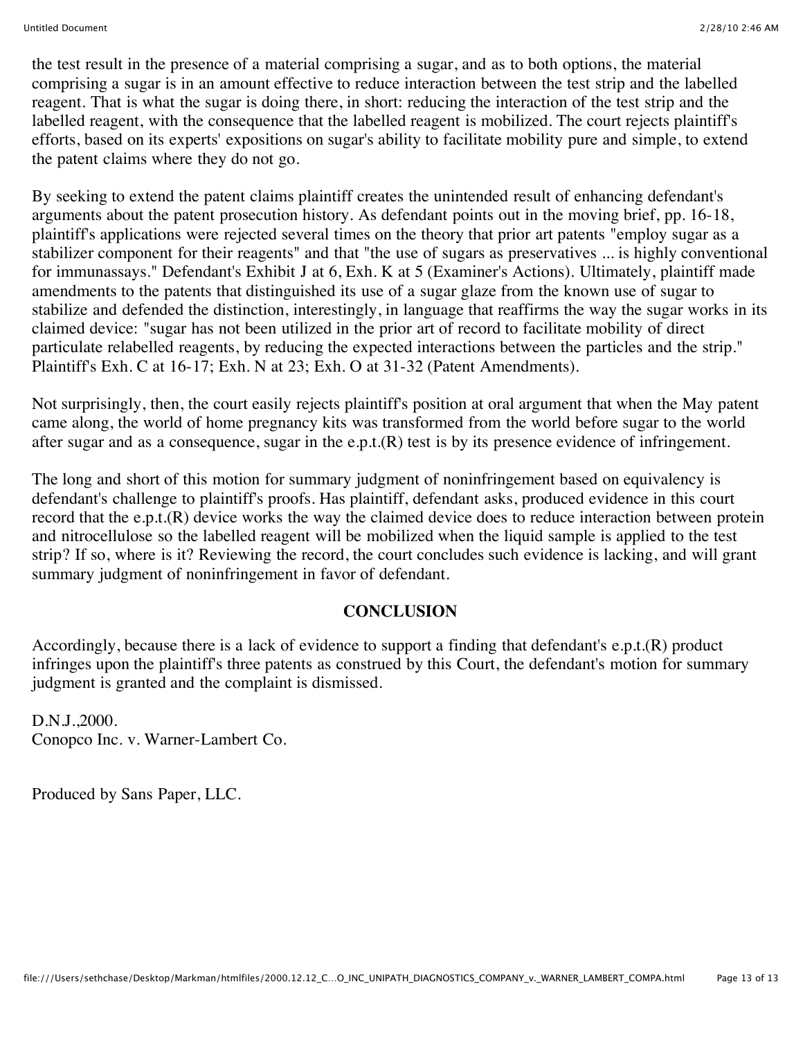the test result in the presence of a material comprising a sugar, and as to both options, the material comprising a sugar is in an amount effective to reduce interaction between the test strip and the labelled reagent. That is what the sugar is doing there, in short: reducing the interaction of the test strip and the labelled reagent, with the consequence that the labelled reagent is mobilized. The court rejects plaintiff's efforts, based on its experts' expositions on sugar's ability to facilitate mobility pure and simple, to extend the patent claims where they do not go.

By seeking to extend the patent claims plaintiff creates the unintended result of enhancing defendant's arguments about the patent prosecution history. As defendant points out in the moving brief, pp. 16-18, plaintiff's applications were rejected several times on the theory that prior art patents "employ sugar as a stabilizer component for their reagents" and that "the use of sugars as preservatives ... is highly conventional for immunassays." Defendant's Exhibit J at 6, Exh. K at 5 (Examiner's Actions). Ultimately, plaintiff made amendments to the patents that distinguished its use of a sugar glaze from the known use of sugar to stabilize and defended the distinction, interestingly, in language that reaffirms the way the sugar works in its claimed device: "sugar has not been utilized in the prior art of record to facilitate mobility of direct particulate relabelled reagents, by reducing the expected interactions between the particles and the strip." Plaintiff's Exh. C at 16-17; Exh. N at 23; Exh. O at 31-32 (Patent Amendments).

Not surprisingly, then, the court easily rejects plaintiff's position at oral argument that when the May patent came along, the world of home pregnancy kits was transformed from the world before sugar to the world after sugar and as a consequence, sugar in the e.p.t.(R) test is by its presence evidence of infringement.

The long and short of this motion for summary judgment of noninfringement based on equivalency is defendant's challenge to plaintiff's proofs. Has plaintiff, defendant asks, produced evidence in this court record that the e.p.t.(R) device works the way the claimed device does to reduce interaction between protein and nitrocellulose so the labelled reagent will be mobilized when the liquid sample is applied to the test strip? If so, where is it? Reviewing the record, the court concludes such evidence is lacking, and will grant summary judgment of noninfringement in favor of defendant.

## CONCLUSION

Accordingly, because there is a lack of evidence to support a finding that defendant's e.p.t.(R) product infringes upon the plaintiff's three patents as construed by this Court, the defendant's motion for summary judgment is granted and the complaint is dismissed.

D.N.J.,2000.
Conopco Inc. v. Warner-Lambert Co.

Produced by Sans Paper, LLC.